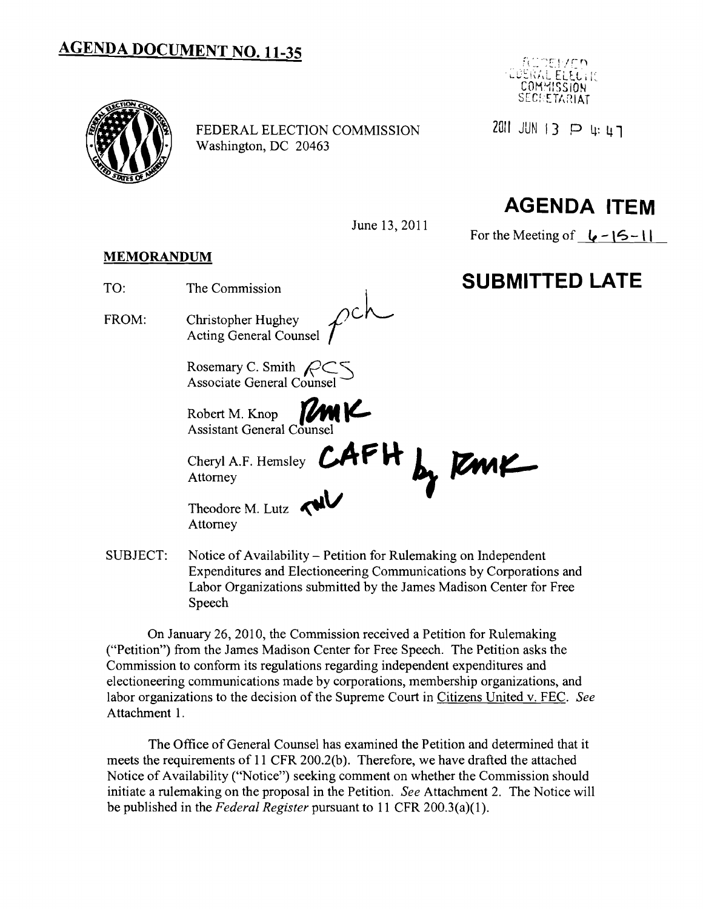# AGENDA DOCUMENT NO. 11-35

RECEIVED
FEDERAL ELECTION COMMISSION
SECRETARIAT

2011 JUN 13 P 4: 47

FEDERAL ELECTION COMMISSION
Washington, DC 20463

## AGENDA ITEM

June 13, 2011

For the Meeting of 6-15-11

**MEMORANDUM**

## SUBMITTED LATE

TO: The Commission

FROM: Christopher Hughey
Acting General Counsel

Rosemary C. Smith
Associate General Counsel

Robert M. Knop
Assistant General Counsel

Cheryl A.F. Hemsley
Attorney

Theodore M. Lutz
Attorney

SUBJECT: Notice of Availability – Petition for Rulemaking on Independent Expenditures and Electioneering Communications by Corporations and Labor Organizations submitted by the James Madison Center for Free Speech

On January 26, 2010, the Commission received a Petition for Rulemaking ("Petition") from the James Madison Center for Free Speech. The Petition asks the Commission to conform its regulations regarding independent expenditures and electioneering communications made by corporations, membership organizations, and labor organizations to the decision of the Supreme Court in Citizens United v. FEC. *See* Attachment 1.

The Office of General Counsel has examined the Petition and determined that it meets the requirements of 11 CFR 200.2(b). Therefore, we have drafted the attached Notice of Availability ("Notice") seeking comment on whether the Commission should initiate a rulemaking on the proposal in the Petition. *See* Attachment 2. The Notice will be published in the *Federal Register* pursuant to 11 CFR 200.3(a)(1).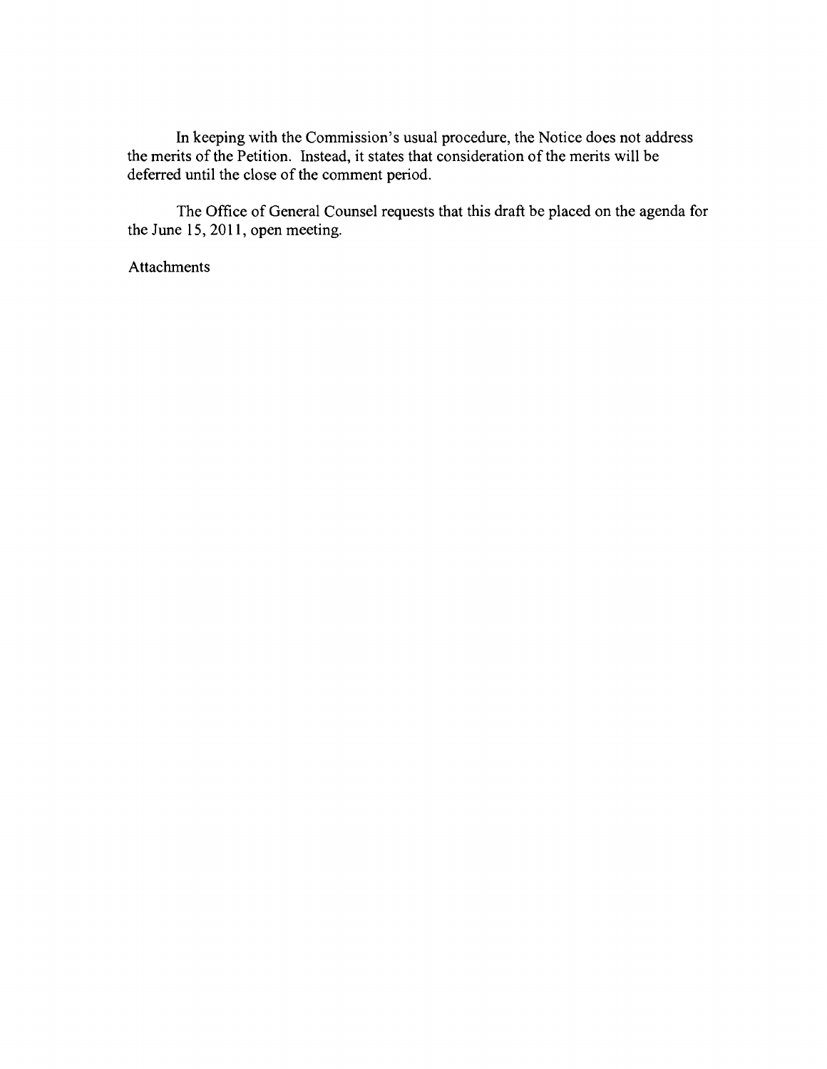In keeping with the Commission's usual procedure, the Notice does not address the merits of the Petition. Instead, it states that consideration of the merits will be deferred until the close of the comment period.

The Office of General Counsel requests that this draft be placed on the agenda for the June 15, 2011, open meeting.

Attachments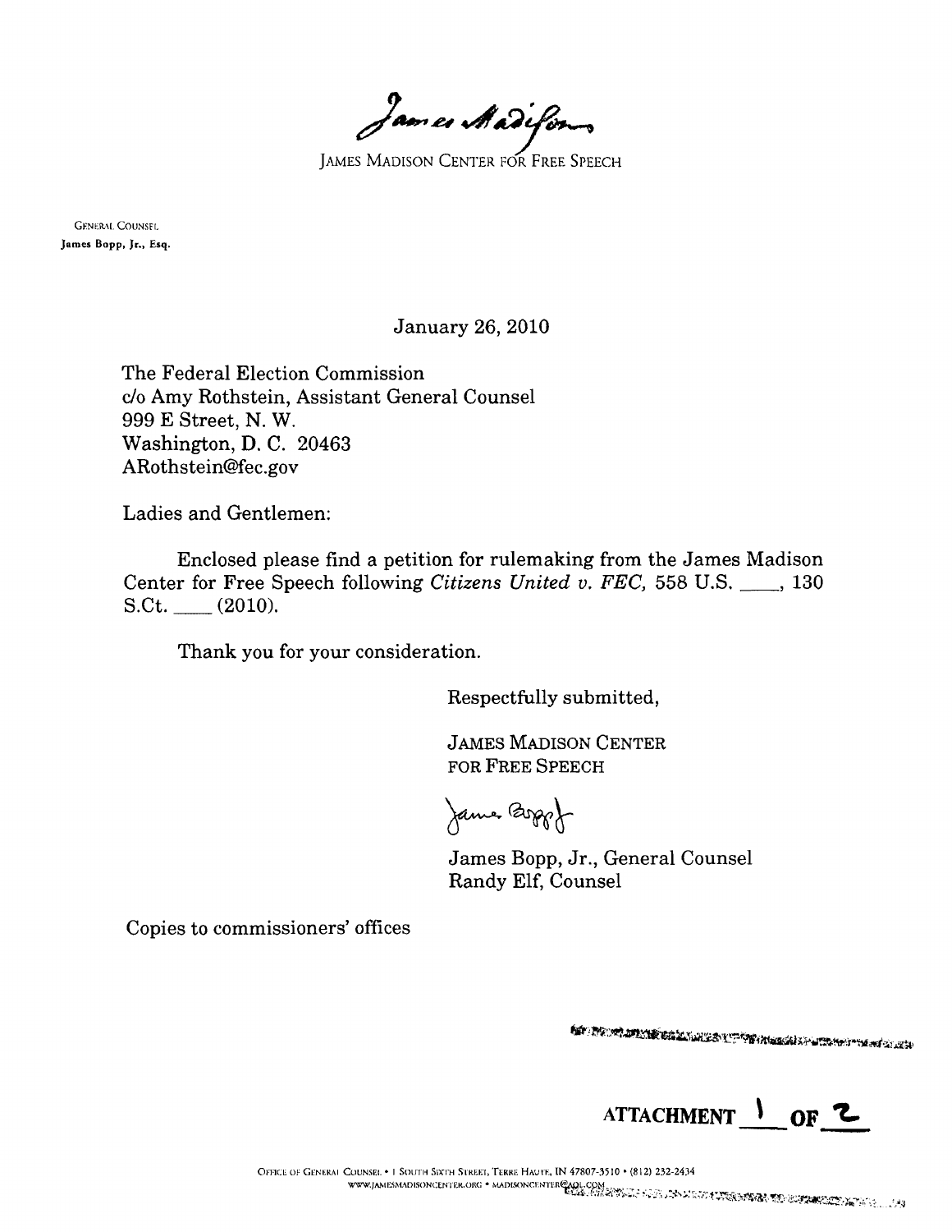James Madison

JAMES MADISON CENTER FOR FREE SPEECH

GENERAL COUNSEL
**James Bopp, Jr., Esq.**

January 26, 2010

The Federal Election Commission
c/o Amy Rothstein, Assistant General Counsel
999 E Street, N. W.
Washington, D. C. 20463
ARothstein@fec.gov

Ladies and Gentlemen:

Enclosed please find a petition for rulemaking from the James Madison Center for Free Speech following *Citizens United v. FEC,* 558 U.S. \_\_\_\_, 130 S.Ct. \_\_\_\_ (2010).

Thank you for your consideration.

Respectfully submitted,

JAMES MADISON CENTER
FOR FREE SPEECH

James Bopp

James Bopp, Jr., General Counsel
Randy Elf, Counsel

Copies to commissioners' offices

ATTACHMENT 1 OF 2

OFFICE OF GENERAL COUNSEL • 1 SOUTH SIXTH STREET, TERRE HAUTE, IN 47807-3510 • (812) 232-2434
WWW.JAMESMADISONCENTER.ORG • MADISONCENTER@AOL.COM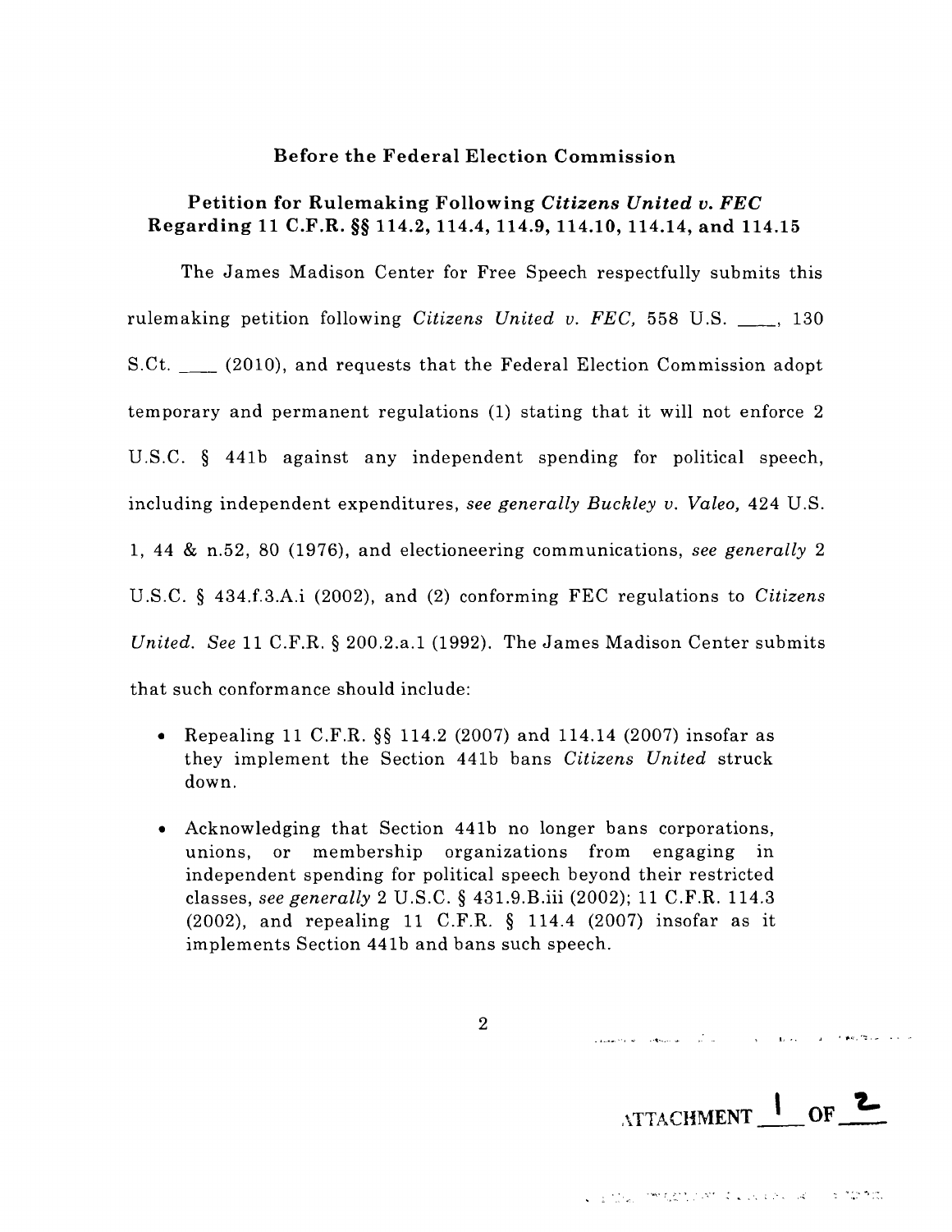**Before the Federal Election Commission**

**Petition for Rulemaking Following *Citizens United v. FEC* Regarding 11 C.F.R. §§ 114.2, 114.4, 114.9, 114.10, 114.14, and 114.15**

The James Madison Center for Free Speech respectfully submits this rulemaking petition following *Citizens United v. FEC,* 558 U.S. ___, 130 S.Ct. ___ (2010), and requests that the Federal Election Commission adopt temporary and permanent regulations (1) stating that it will not enforce 2 U.S.C. § 441b against any independent spending for political speech, including independent expenditures, *see generally Buckley v. Valeo,* 424 U.S. 1, 44 & n.52, 80 (1976), and electioneering communications, *see generally* 2 U.S.C. § 434.f.3.A.i (2002), and (2) conforming FEC regulations to *Citizens United. See* 11 C.F.R. § 200.2.a.1 (1992). The James Madison Center submits that such conformance should include:

- Repealing 11 C.F.R. §§ 114.2 (2007) and 114.14 (2007) insofar as they implement the Section 441b bans *Citizens United* struck down.
- Acknowledging that Section 441b no longer bans corporations, unions, or membership organizations from engaging in independent spending for political speech beyond their restricted classes, *see generally* 2 U.S.C. § 431.9.B.iii (2002); 11 C.F.R. 114.3 (2002), and repealing 11 C.F.R. § 114.4 (2007) insofar as it implements Section 441b and bans such speech.

ATTACHMENT 1 OF 2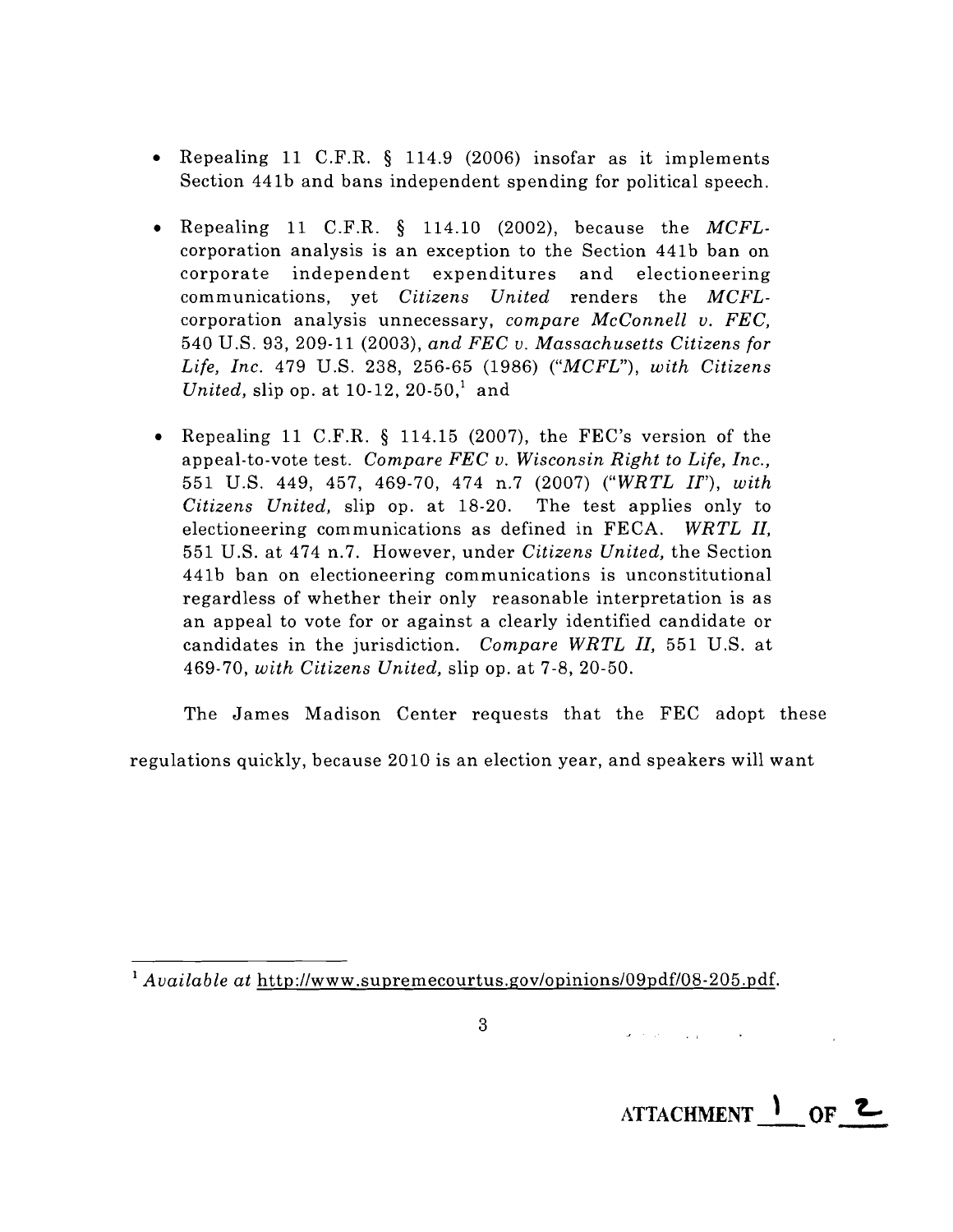- Repealing 11 C.F.R. § 114.9 (2006) insofar as it implements Section 441b and bans independent spending for political speech.

- Repealing 11 C.F.R. § 114.10 (2002), because the *MCFL*-corporation analysis is an exception to the Section 441b ban on corporate independent expenditures and electioneering communications, yet *Citizens United* renders the *MCFL*-corporation analysis unnecessary, *compare McConnell v. FEC*, 540 U.S. 93, 209-11 (2003), *and FEC v. Massachusetts Citizens for Life, Inc.* 479 U.S. 238, 256-65 (1986) ("*MCFL*"), *with Citizens United*, slip op. at 10-12, 20-50,[1] and

- Repealing 11 C.F.R. § 114.15 (2007), the FEC's version of the appeal-to-vote test. *Compare FEC v. Wisconsin Right to Life, Inc.*, 551 U.S. 449, 457, 469-70, 474 n.7 (2007) ("*WRTL II*"), *with Citizens United*, slip op. at 18-20. The test applies only to electioneering communications as defined in FECA. *WRTL II*, 551 U.S. at 474 n.7. However, under *Citizens United*, the Section 441b ban on electioneering communications is unconstitutional regardless of whether their only reasonable interpretation is as an appeal to vote for or against a clearly identified candidate or candidates in the jurisdiction. *Compare WRTL II*, 551 U.S. at 469-70, *with Citizens United*, slip op. at 7-8, 20-50.

The James Madison Center requests that the FEC adopt these regulations quickly, because 2010 is an election year, and speakers will want

[1] *Available at* http://www.supremecourtus.gov/opinions/09pdf/08-205.pdf.

ATTACHMENT 1 OF 2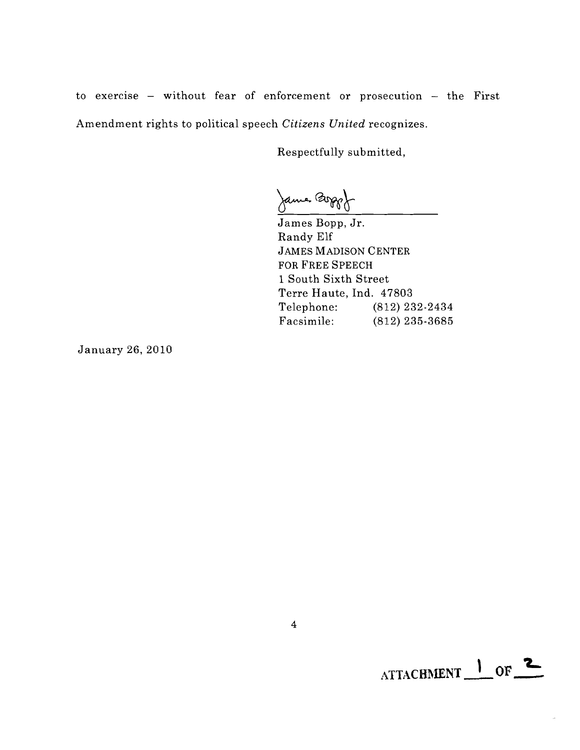to exercise – without fear of enforcement or prosecution – the First Amendment rights to political speech *Citizens United* recognizes.

Respectfully submitted,

James Bopp, Jr.
Randy Elf
JAMES MADISON CENTER
FOR FREE SPEECH
1 South Sixth Street
Terre Haute, Ind. 47803
Telephone: (812) 232-2434
Facsimile: (812) 235-3685

January 26, 2010

ATTACHMENT 1 OF 2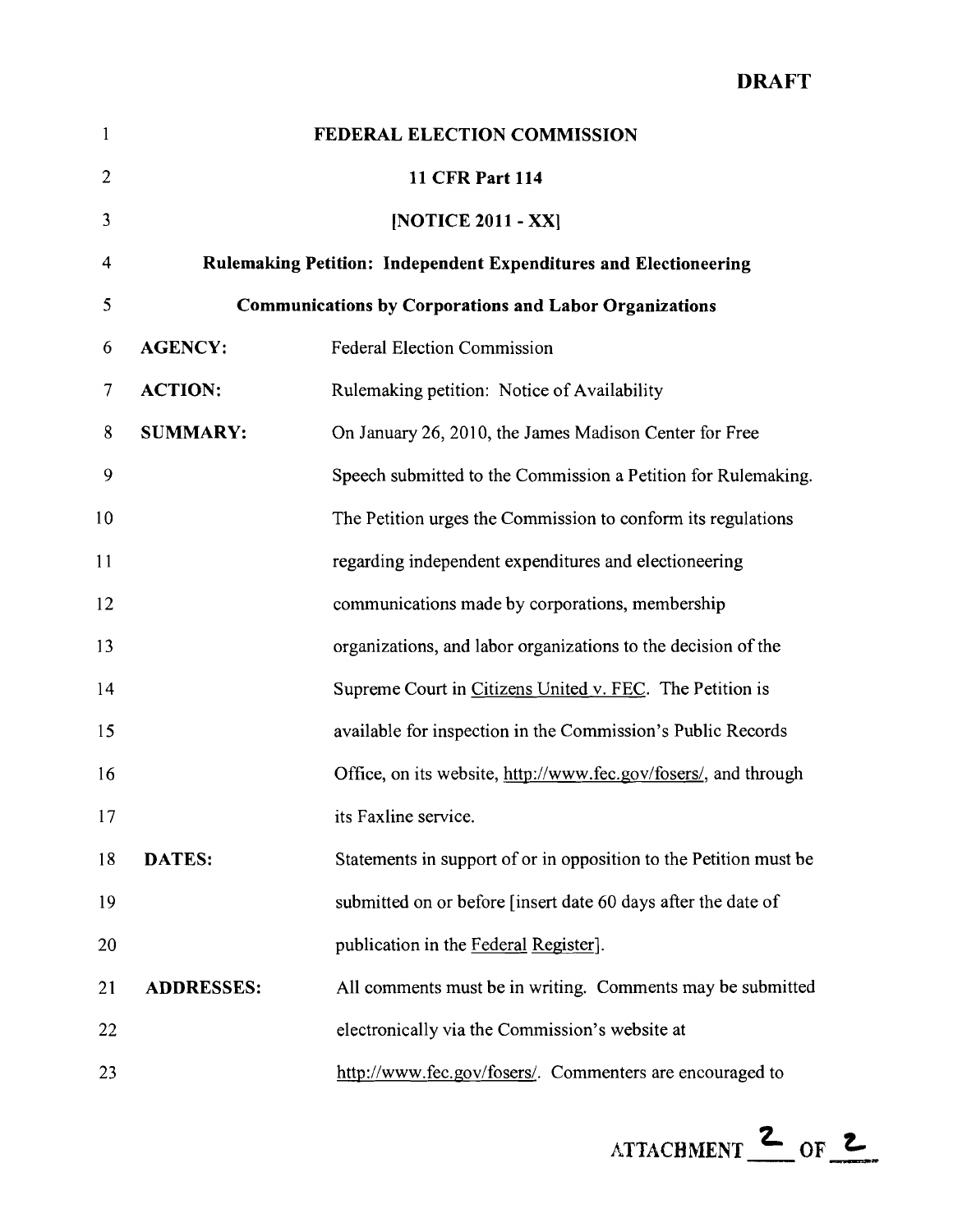**DRAFT**

**FEDERAL ELECTION COMMISSION**

**11 CFR Part 114**

**[NOTICE 2011 - XX]**

**Rulemaking Petition: Independent Expenditures and Electioneering Communications by Corporations and Labor Organizations**

**AGENCY:** Federal Election Commission

**ACTION:** Rulemaking petition: Notice of Availability

**SUMMARY:** On January 26, 2010, the James Madison Center for Free Speech submitted to the Commission a Petition for Rulemaking. The Petition urges the Commission to conform its regulations regarding independent expenditures and electioneering communications made by corporations, membership organizations, and labor organizations to the decision of the Supreme Court in Citizens United v. FEC. The Petition is available for inspection in the Commission's Public Records Office, on its website, http://www.fec.gov/fosers/, and through its Faxline service.

**DATES:** Statements in support of or in opposition to the Petition must be submitted on or before [insert date 60 days after the date of publication in the Federal Register].

**ADDRESSES:** All comments must be in writing. Comments may be submitted electronically via the Commission's website at http://www.fec.gov/fosers/. Commenters are encouraged to

ATTACHMENT 2 OF 2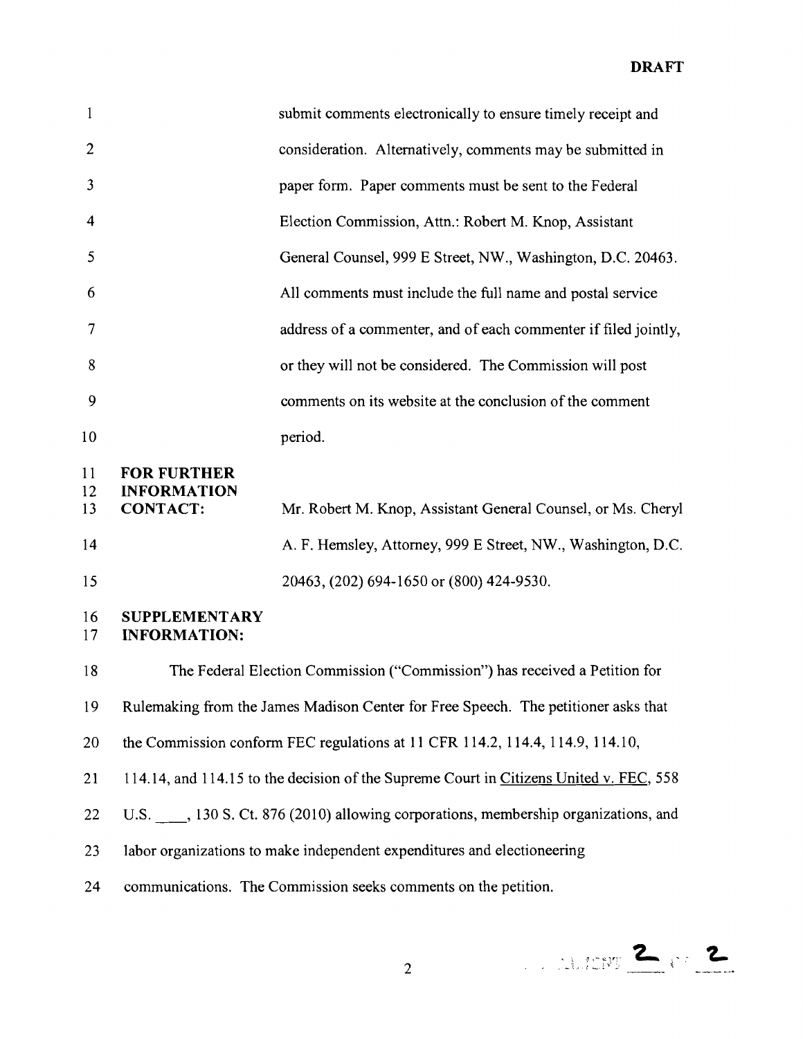**DRAFT**

submit comments electronically to ensure timely receipt and consideration. Alternatively, comments may be submitted in paper form. Paper comments must be sent to the Federal Election Commission, Attn.: Robert M. Knop, Assistant General Counsel, 999 E Street, NW., Washington, D.C. 20463. All comments must include the full name and postal service address of a commenter, and of each commenter if filed jointly, or they will not be considered. The Commission will post comments on its website at the conclusion of the comment period.

**FOR FURTHER INFORMATION CONTACT:** Mr. Robert M. Knop, Assistant General Counsel, or Ms. Cheryl A. F. Hemsley, Attorney, 999 E Street, NW., Washington, D.C. 20463, (202) 694-1650 or (800) 424-9530.

**SUPPLEMENTARY INFORMATION:**

The Federal Election Commission ("Commission") has received a Petition for Rulemaking from the James Madison Center for Free Speech. The petitioner asks that the Commission conform FEC regulations at 11 CFR 114.2, 114.4, 114.9, 114.10, 114.14, and 114.15 to the decision of the Supreme Court in Citizens United v. FEC, 558 U.S. ___, 130 S. Ct. 876 (2010) allowing corporations, membership organizations, and labor organizations to make independent expenditures and electioneering communications. The Commission seeks comments on the petition.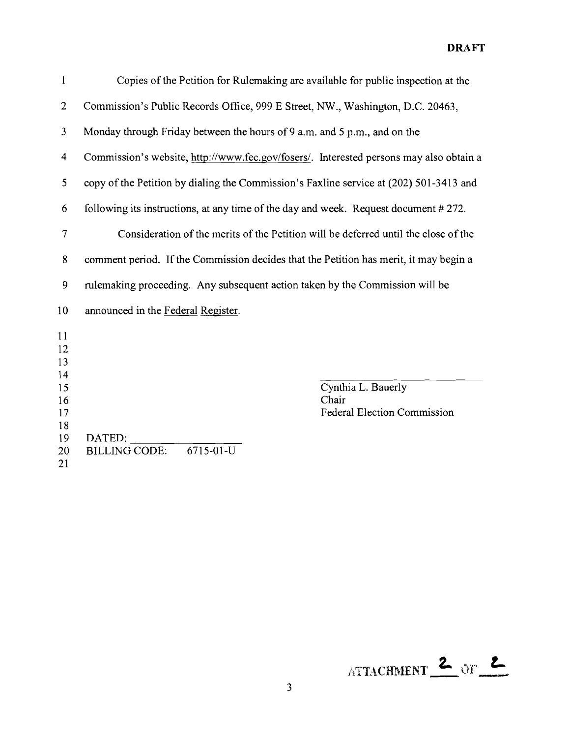**DRAFT**

Copies of the Petition for Rulemaking are available for public inspection at the Commission's Public Records Office, 999 E Street, NW., Washington, D.C. 20463, Monday through Friday between the hours of 9 a.m. and 5 p.m., and on the Commission's website, http://www.fec.gov/fosers/. Interested persons may also obtain a copy of the Petition by dialing the Commission's Faxline service at (202) 501-3413 and following its instructions, at any time of the day and week. Request document # 272.

Consideration of the merits of the Petition will be deferred until the close of the comment period. If the Commission decides that the Petition has merit, it may begin a rulemaking proceeding. Any subsequent action taken by the Commission will be announced in the Federal Register.

\_\_\_\_\_\_\_\_\_\_\_\_\_\_\_\_\_\_\_\_\_\_\_\_\_\_\_\_
Cynthia L. Bauerly
Chair
Federal Election Commission

DATED: \_\_\_\_\_\_\_\_\_\_\_\_\_\_\_\_
BILLING CODE: 6715-01-U

ATTACHMENT 2 OF 2